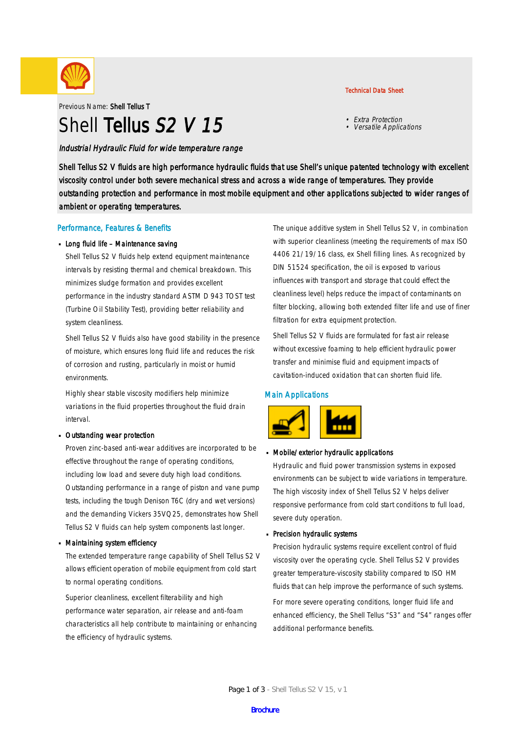Technical Data Sheet

Previous Name: **Shell Tellus T**

# Shell **Tellus** *S2 V 15*

- *Extra Protection*
- *Versatile Applications*

*Industrial Hydraulic Fluid for wide temperature range*

Shell Tellus S2 V fluids are high performance hydraulic fluids that use Shell's unique patented technology with excellent viscosity control under both severe mechanical stress and across a wide range of temperatures. They provide outstanding protection and performance in most mobile equipment and other applications subjected to wider ranges of ambient or operating temperatures.

## Performance, Features & Benefits

- **Long fluid life – Maintenance saving**

  Shell Tellus S2 V fluids help extend equipment maintenance intervals by resisting thermal and chemical breakdown. This minimizes sludge formation and provides excellent performance in the industry standard ASTM D 943 TOST test (Turbine Oil Stability Test), providing better reliability and system cleanliness.

  Shell Tellus S2 V fluids also have good stability in the presence of moisture, which ensures long fluid life and reduces the risk of corrosion and rusting, particularly in moist or humid environments.

  Highly shear stable viscosity modifiers help minimize variations in the fluid properties throughout the fluid drain interval.

- **Outstanding wear protection**

  Proven zinc-based anti-wear additives are incorporated to be effective throughout the range of operating conditions, including low load and severe duty high load conditions. Outstanding performance in a range of piston and vane pump tests, including the tough Denison T6C (dry and wet versions) and the demanding Vickers 35VQ25, demonstrates how Shell Tellus S2 V fluids can help system components last longer.

- **Maintaining system efficiency**

  The extended temperature range capability of Shell Tellus S2 V allows efficient operation of mobile equipment from cold start to normal operating conditions.

  Superior cleanliness, excellent filterability and high performance water separation, air release and anti-foam characteristics all help contribute to maintaining or enhancing the efficiency of hydraulic systems.

  The unique additive system in Shell Tellus S2 V, in combination with superior cleanliness (meeting the requirements of max ISO 4406 21/19/16 class, ex Shell filling lines. As recognized by DIN 51524 specification, the oil is exposed to various influences with transport and storage that could effect the cleanliness level) helps reduce the impact of contaminants on filter blocking, allowing both extended filter life and use of finer filtration for extra equipment protection.

  Shell Tellus S2 V fluids are formulated for fast air release without excessive foaming to help efficient hydraulic power transfer and minimise fluid and equipment impacts of cavitation-induced oxidation that can shorten fluid life.

## Main Applications

- **Mobile/exterior hydraulic applications**

  Hydraulic and fluid power transmission systems in exposed environments can be subject to wide variations in temperature. The high viscosity index of Shell Tellus S2 V helps deliver responsive performance from cold start conditions to full load, severe duty operation.

- **Precision hydraulic systems**

  Precision hydraulic systems require excellent control of fluid viscosity over the operating cycle. Shell Tellus S2 V provides greater temperature-viscosity stability compared to ISO HM fluids that can help improve the performance of such systems.

  For more severe operating conditions, longer fluid life and enhanced efficiency, the Shell Tellus "S3" and "S4" ranges offer additional performance benefits.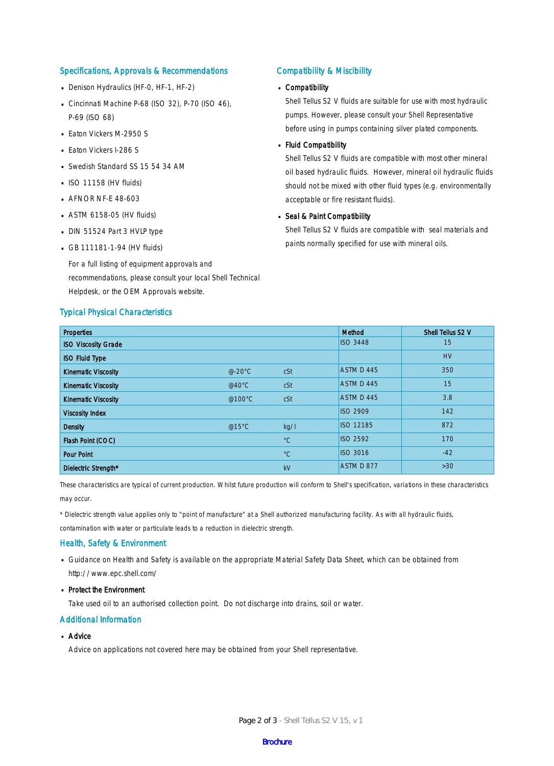## Specifications, Approvals & Recommendations

- Denison Hydraulics (HF-0, HF-1, HF-2)
- Cincinnati Machine P-68 (ISO 32), P-70 (ISO 46), P-69 (ISO 68)
- Eaton Vickers M-2950 S
- Eaton Vickers I-286 S
- Swedish Standard SS 15 54 34 AM
- ISO 11158 (HV fluids)
- AFNOR NF-E 48-603
- ASTM 6158-05 (HV fluids)
- DIN 51524 Part 3 HVLP type
- GB 111181-1-94 (HV fluids)

For a full listing of equipment approvals and recommendations, please consult your local Shell Technical Helpdesk, or the OEM Approvals website.

## Compatibility & Miscibility

- **Compatibility**

  Shell Tellus S2 V fluids are suitable for use with most hydraulic pumps. However, please consult your Shell Representative before using in pumps containing silver plated components.

- **Fluid Compatibility**

  Shell Tellus S2 V fluids are compatible with most other mineral oil based hydraulic fluids. However, mineral oil hydraulic fluids should not be mixed with other fluid types (e.g. environmentally acceptable or fire resistant fluids).

- **Seal & Paint Compatibility**

  Shell Tellus S2 V fluids are compatible with seal materials and paints normally specified for use with mineral oils.

## Typical Physical Characteristics

| Properties | | | Method | Shell Tellus S2 V |
|---|---|---|---|---|
| ISO Viscosity Grade | | | ISO 3448 | 15 |
| ISO Fluid Type | | | | HV |
| Kinematic Viscosity | @-20°C | cSt | ASTM D 445 | 350 |
| Kinematic Viscosity | @40°C | cSt | ASTM D 445 | 15 |
| Kinematic Viscosity | @100°C | cSt | ASTM D 445 | 3.8 |
| Viscosity Index | | | ISO 2909 | 142 |
| Density | @15°C | kg/l | ISO 12185 | 872 |
| Flash Point (COC) | | °C | ISO 2592 | 170 |
| Pour Point | | °C | ISO 3016 | -42 |
| Dielectric Strength* | | kV | ASTM D 877 | >30 |

These characteristics are typical of current production. Whilst future production will conform to Shell's specification, variations in these characteristics may occur.

* Dielectric strength value applies only to "point of manufacture" at a Shell authorized manufacturing facility. As with all hydraulic fluids, contamination with water or particulate leads to a reduction in dielectric strength.

## Health, Safety & Environment

- Guidance on Health and Safety is available on the appropriate Material Safety Data Sheet, which can be obtained from http://www.epc.shell.com/
- **Protect the Environment**

  Take used oil to an authorised collection point. Do not discharge into drains, soil or water.

## Additional Information

- **Advice**

  Advice on applications not covered here may be obtained from your Shell representative.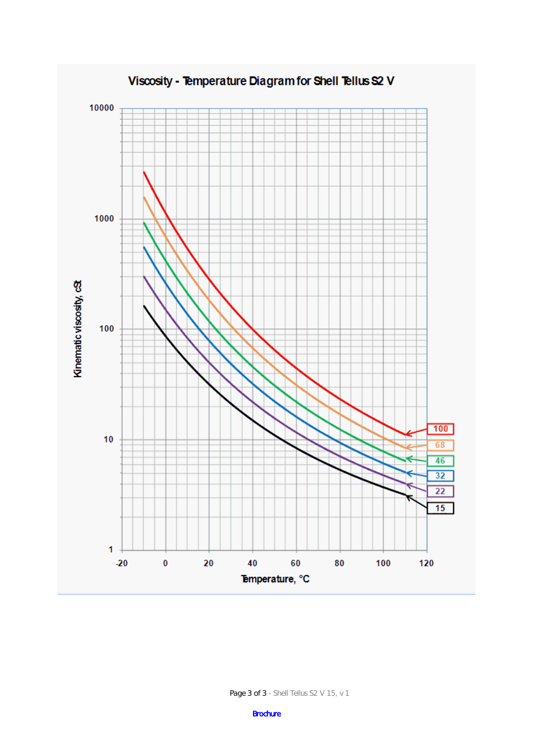Viscosity - Temperature Diagram for Shell Tellus S2 V

Kinematic viscosity, cSt

10000

1000

100

10

1

Temperature, °C

-20

0

20

40

60

80

100

120

100

68

46

32

22

15

Brochure